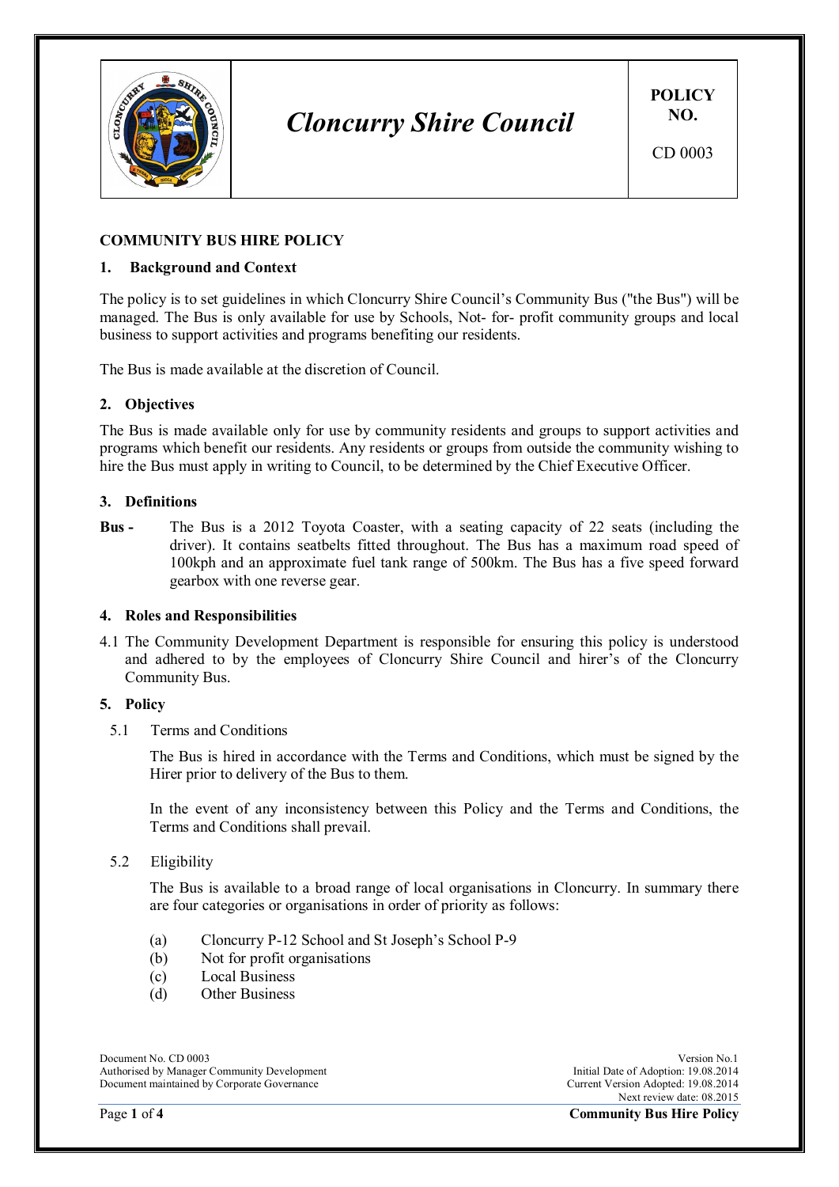| | Cloncurry Shire Council | POLICY NO. CD 0003 |
| --- | --- | --- |

## COMMUNITY BUS HIRE POLICY

### 1. Background and Context

The policy is to set guidelines in which Cloncurry Shire Council's Community Bus ("the Bus") will be managed. The Bus is only available for use by Schools, Not- for- profit community groups and local business to support activities and programs benefiting our residents.

The Bus is made available at the discretion of Council.

### 2. Objectives

The Bus is made available only for use by community residents and groups to support activities and programs which benefit our residents. Any residents or groups from outside the community wishing to hire the Bus must apply in writing to Council, to be determined by the Chief Executive Officer.

### 3. Definitions

**Bus -** The Bus is a 2012 Toyota Coaster, with a seating capacity of 22 seats (including the driver). It contains seatbelts fitted throughout. The Bus has a maximum road speed of 100kph and an approximate fuel tank range of 500km. The Bus has a five speed forward gearbox with one reverse gear.

### 4. Roles and Responsibilities

4.1 The Community Development Department is responsible for ensuring this policy is understood and adhered to by the employees of Cloncurry Shire Council and hirer's of the Cloncurry Community Bus.

### 5. Policy

5.1 Terms and Conditions

The Bus is hired in accordance with the Terms and Conditions, which must be signed by the Hirer prior to delivery of the Bus to them.

In the event of any inconsistency between this Policy and the Terms and Conditions, the Terms and Conditions shall prevail.

5.2 Eligibility

The Bus is available to a broad range of local organisations in Cloncurry. In summary there are four categories or organisations in order of priority as follows:

(a) Cloncurry P-12 School and St Joseph's School P-9
(b) Not for profit organisations
(c) Local Business
(d) Other Business

Document No. CD 0003
Authorised by Manager Community Development
Document maintained by Corporate Governance

Version No.1
Initial Date of Adoption: 19.08.2014
Current Version Adopted: 19.08.2014
Next review date: 08.2015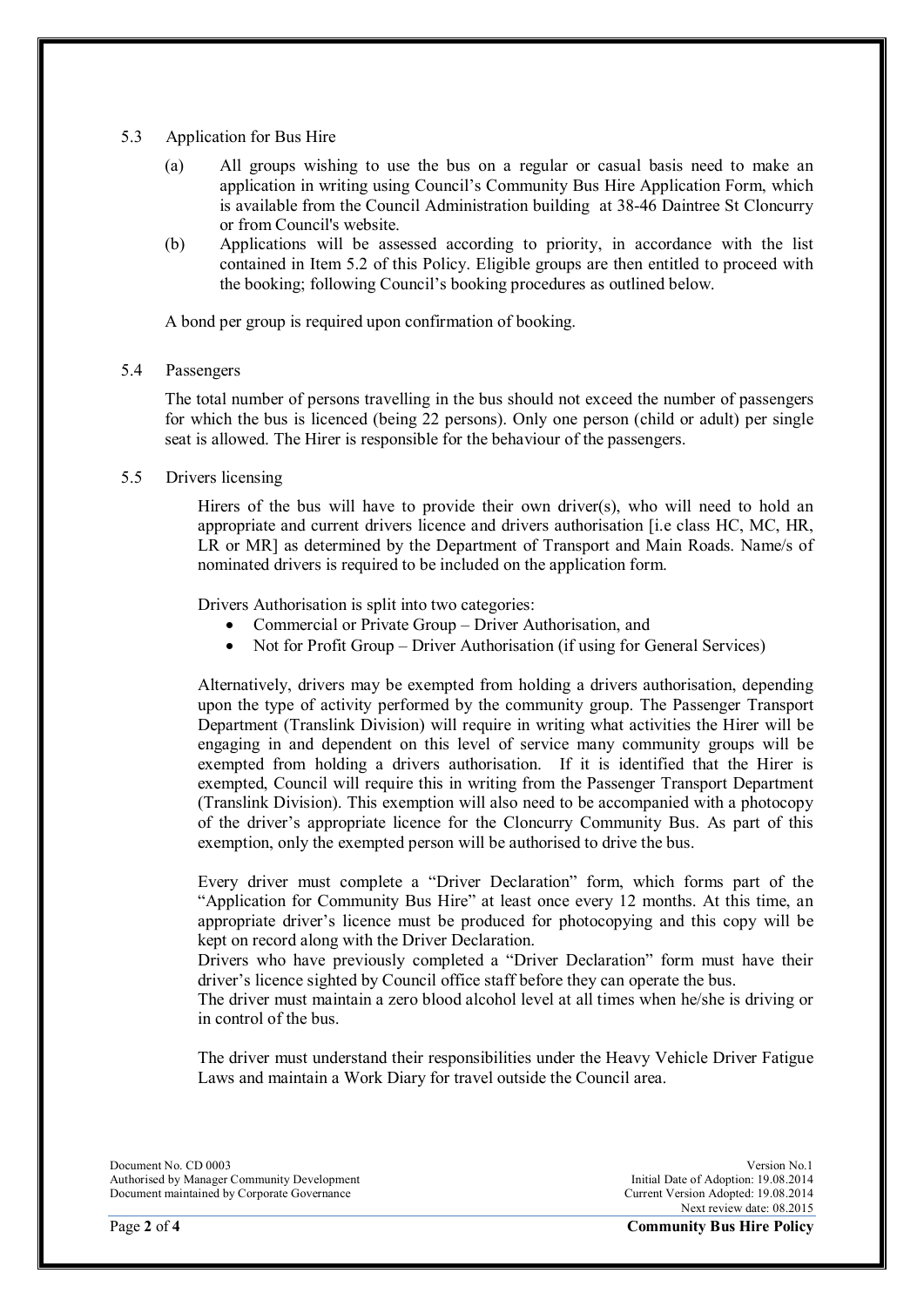## 5.3 Application for Bus Hire

(a) All groups wishing to use the bus on a regular or casual basis need to make an application in writing using Council's Community Bus Hire Application Form, which is available from the Council Administration building at 38-46 Daintree St Cloncurry or from Council's website.

(b) Applications will be assessed according to priority, in accordance with the list contained in Item 5.2 of this Policy. Eligible groups are then entitled to proceed with the booking; following Council's booking procedures as outlined below.

A bond per group is required upon confirmation of booking.

## 5.4 Passengers

The total number of persons travelling in the bus should not exceed the number of passengers for which the bus is licenced (being 22 persons). Only one person (child or adult) per single seat is allowed. The Hirer is responsible for the behaviour of the passengers.

## 5.5 Drivers licensing

Hirers of the bus will have to provide their own driver(s), who will need to hold an appropriate and current drivers licence and drivers authorisation [i.e class HC, MC, HR, LR or MR] as determined by the Department of Transport and Main Roads. Name/s of nominated drivers is required to be included on the application form.

Drivers Authorisation is split into two categories:

- Commercial or Private Group – Driver Authorisation, and
- Not for Profit Group – Driver Authorisation (if using for General Services)

Alternatively, drivers may be exempted from holding a drivers authorisation, depending upon the type of activity performed by the community group. The Passenger Transport Department (Translink Division) will require in writing what activities the Hirer will be engaging in and dependent on this level of service many community groups will be exempted from holding a drivers authorisation. If it is identified that the Hirer is exempted, Council will require this in writing from the Passenger Transport Department (Translink Division). This exemption will also need to be accompanied with a photocopy of the driver's appropriate licence for the Cloncurry Community Bus. As part of this exemption, only the exempted person will be authorised to drive the bus.

Every driver must complete a "Driver Declaration" form, which forms part of the "Application for Community Bus Hire" at least once every 12 months. At this time, an appropriate driver's licence must be produced for photocopying and this copy will be kept on record along with the Driver Declaration.

Drivers who have previously completed a "Driver Declaration" form must have their driver's licence sighted by Council office staff before they can operate the bus.

The driver must maintain a zero blood alcohol level at all times when he/she is driving or in control of the bus.

The driver must understand their responsibilities under the Heavy Vehicle Driver Fatigue Laws and maintain a Work Diary for travel outside the Council area.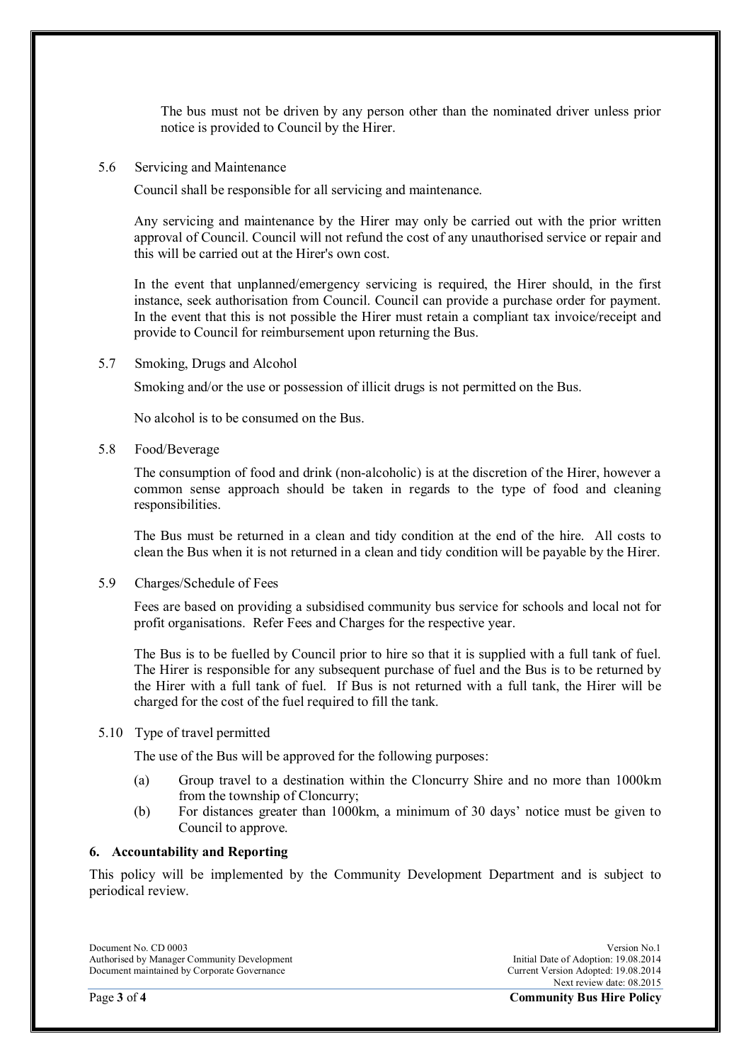The bus must not be driven by any person other than the nominated driver unless prior notice is provided to Council by the Hirer.

5.6 Servicing and Maintenance

Council shall be responsible for all servicing and maintenance.

Any servicing and maintenance by the Hirer may only be carried out with the prior written approval of Council. Council will not refund the cost of any unauthorised service or repair and this will be carried out at the Hirer's own cost.

In the event that unplanned/emergency servicing is required, the Hirer should, in the first instance, seek authorisation from Council. Council can provide a purchase order for payment. In the event that this is not possible the Hirer must retain a compliant tax invoice/receipt and provide to Council for reimbursement upon returning the Bus.

5.7 Smoking, Drugs and Alcohol

Smoking and/or the use or possession of illicit drugs is not permitted on the Bus.

No alcohol is to be consumed on the Bus.

5.8 Food/Beverage

The consumption of food and drink (non-alcoholic) is at the discretion of the Hirer, however a common sense approach should be taken in regards to the type of food and cleaning responsibilities.

The Bus must be returned in a clean and tidy condition at the end of the hire. All costs to clean the Bus when it is not returned in a clean and tidy condition will be payable by the Hirer.

5.9 Charges/Schedule of Fees

Fees are based on providing a subsidised community bus service for schools and local not for profit organisations. Refer Fees and Charges for the respective year.

The Bus is to be fuelled by Council prior to hire so that it is supplied with a full tank of fuel. The Hirer is responsible for any subsequent purchase of fuel and the Bus is to be returned by the Hirer with a full tank of fuel. If Bus is not returned with a full tank, the Hirer will be charged for the cost of the fuel required to fill the tank.

5.10 Type of travel permitted

The use of the Bus will be approved for the following purposes:

(a) Group travel to a destination within the Cloncurry Shire and no more than 1000km from the township of Cloncurry;

(b) For distances greater than 1000km, a minimum of 30 days' notice must be given to Council to approve.

### 6. Accountability and Reporting

This policy will be implemented by the Community Development Department and is subject to periodical review.

Document No. CD 0003
Authorised by Manager Community Development
Document maintained by Corporate Governance

Version No.1
Initial Date of Adoption: 19.08.2014
Current Version Adopted: 19.08.2014
Next review date: 08.2015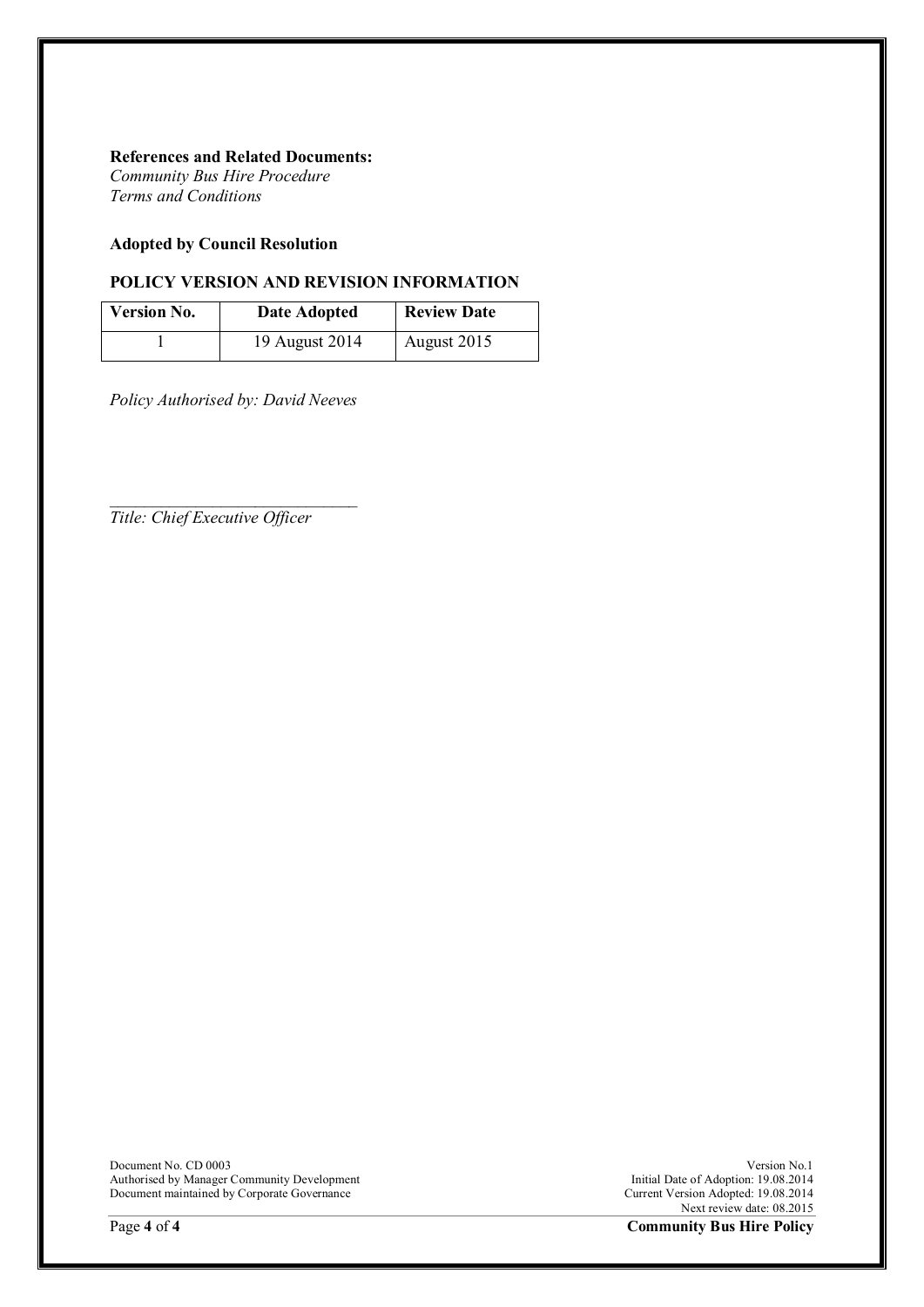**References and Related Documents:**
*Community Bus Hire Procedure*
*Terms and Conditions*

**Adopted by Council Resolution**

**POLICY VERSION AND REVISION INFORMATION**

| Version No. | Date Adopted | Review Date |
|---|---|---|
| 1 | 19 August 2014 | August 2015 |

*Policy Authorised by: David Neeves*

______________________________
*Title: Chief Executive Officer*

Document No. CD 0003
Authorised by Manager Community Development
Document maintained by Corporate Governance

Version No.1
Initial Date of Adoption: 19.08.2014
Current Version Adopted: 19.08.2014
Next review date: 08.2015